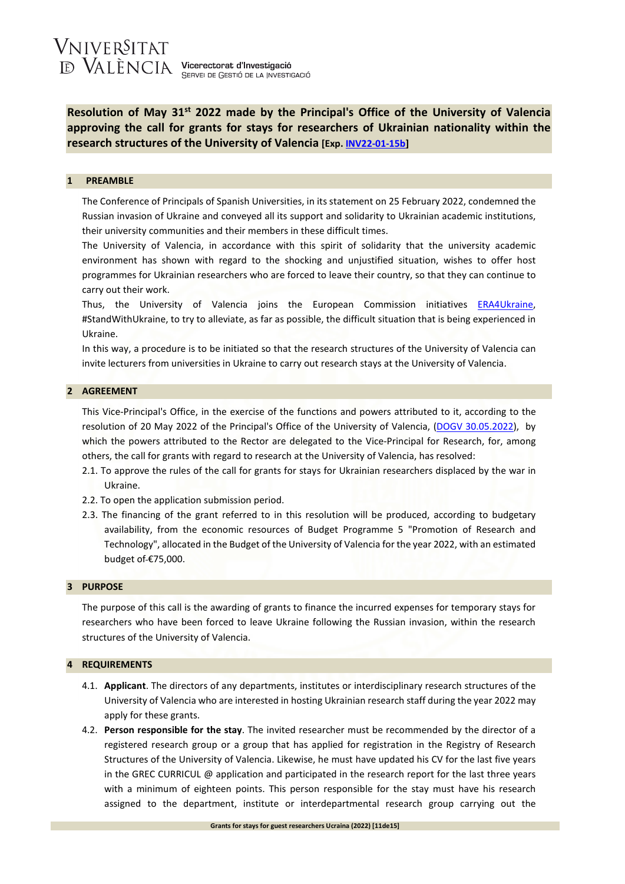# Resolution of May 31st 2022 made by the Principal's Office of the University of Valencia approving the call for grants for stays for researchers of Ukrainian nationality within the research structures of the University of Valencia [Exp. INV22-01-15b]

## 1 PREAMBLE

The Conference of Principals of Spanish Universities, in its statement on 25 February 2022, condemned the Russian invasion of Ukraine and conveyed all its support and solidarity to Ukrainian academic institutions, their university communities and their members in these difficult times.

The University of Valencia, in accordance with this spirit of solidarity that the university academic environment has shown with regard to the shocking and unjustified situation, wishes to offer host programmes for Ukrainian researchers who are forced to leave their country, so that they can continue to carry out their work.

Thus, the University of Valencia joins the European Commission initiatives ERA4Ukraine, #StandWithUkraine, to try to alleviate, as far as possible, the difficult situation that is being experienced in Ukraine.

In this way, a procedure is to be initiated so that the research structures of the University of Valencia can invite lecturers from universities in Ukraine to carry out research stays at the University of Valencia.

## 2 AGREEMENT

This Vice-Principal's Office, in the exercise of the functions and powers attributed to it, according to the resolution of 20 May 2022 of the Principal's Office of the University of Valencia, (DOGV 30.05.2022), by which the powers attributed to the Rector are delegated to the Vice-Principal for Research, for, among others, the call for grants with regard to research at the University of Valencia, has resolved:

2.1. To approve the rules of the call for grants for stays for Ukrainian researchers displaced by the war in Ukraine.

2.2. To open the application submission period.

2.3. The financing of the grant referred to in this resolution will be produced, according to budgetary availability, from the economic resources of Budget Programme 5 "Promotion of Research and Technology", allocated in the Budget of the University of Valencia for the year 2022, with an estimated budget of €75,000.

## 3 PURPOSE

The purpose of this call is the awarding of grants to finance the incurred expenses for temporary stays for researchers who have been forced to leave Ukraine following the Russian invasion, within the research structures of the University of Valencia.

## 4 REQUIREMENTS

4.1. **Applicant**. The directors of any departments, institutes or interdisciplinary research structures of the University of Valencia who are interested in hosting Ukrainian research staff during the year 2022 may apply for these grants.

4.2. **Person responsible for the stay**. The invited researcher must be recommended by the director of a registered research group or a group that has applied for registration in the Registry of Research Structures of the University of Valencia. Likewise, he must have updated his CV for the last five years in the GREC CURRICUL @ application and participated in the research report for the last three years with a minimum of eighteen points. This person responsible for the stay must have his research assigned to the department, institute or interdepartmental research group carrying out the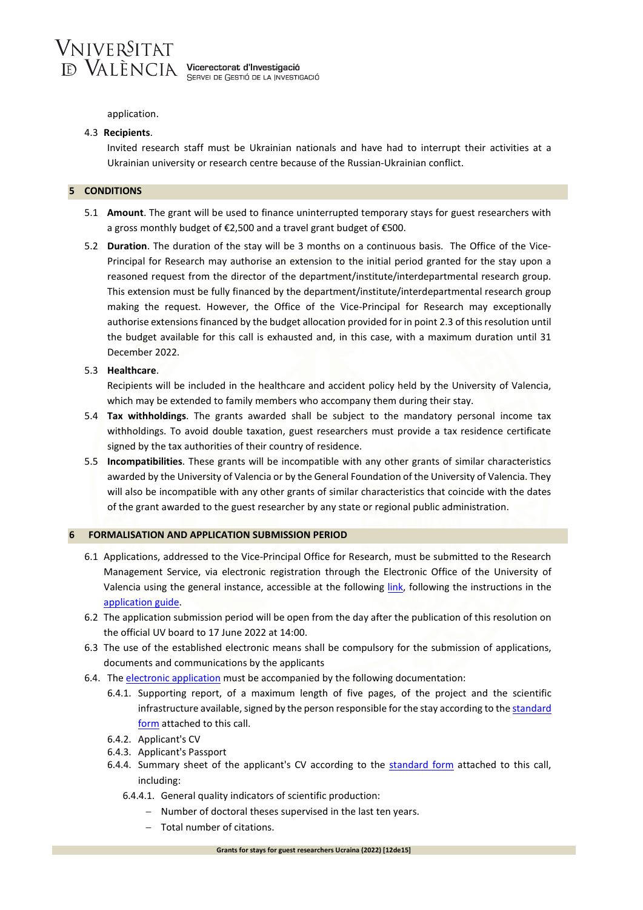application.

4.3 **Recipients**.

Invited research staff must be Ukrainian nationals and have had to interrupt their activities at a Ukrainian university or research centre because of the Russian-Ukrainian conflict.

## 5 CONDITIONS

5.1 **Amount**. The grant will be used to finance uninterrupted temporary stays for guest researchers with a gross monthly budget of €2,500 and a travel grant budget of €500.

5.2 **Duration**. The duration of the stay will be 3 months on a continuous basis. The Office of the Vice-Principal for Research may authorise an extension to the initial period granted for the stay upon a reasoned request from the director of the department/institute/interdepartmental research group. This extension must be fully financed by the department/institute/interdepartmental research group making the request. However, the Office of the Vice-Principal for Research may exceptionally authorise extensions financed by the budget allocation provided for in point 2.3 of this resolution until the budget available for this call is exhausted and, in this case, with a maximum duration until 31 December 2022.

5.3 **Healthcare**.

Recipients will be included in the healthcare and accident policy held by the University of Valencia, which may be extended to family members who accompany them during their stay.

5.4 **Tax withholdings**. The grants awarded shall be subject to the mandatory personal income tax withholdings. To avoid double taxation, guest researchers must provide a tax residence certificate signed by the tax authorities of their country of residence.

5.5 **Incompatibilities**. These grants will be incompatible with any other grants of similar characteristics awarded by the University of Valencia or by the General Foundation of the University of Valencia. They will also be incompatible with any other grants of similar characteristics that coincide with the dates of the grant awarded to the guest researcher by any state or regional public administration.

## 6 FORMALISATION AND APPLICATION SUBMISSION PERIOD

6.1 Applications, addressed to the Vice-Principal Office for Research, must be submitted to the Research Management Service, via electronic registration through the Electronic Office of the University of Valencia using the general instance, accessible at the following link, following the instructions in the application guide.

6.2 The application submission period will be open from the day after the publication of this resolution on the official UV board to 17 June 2022 at 14:00.

6.3 The use of the established electronic means shall be compulsory for the submission of applications, documents and communications by the applicants

6.4. The electronic application must be accompanied by the following documentation:

- 6.4.1. Supporting report, of a maximum length of five pages, of the project and the scientific infrastructure available, signed by the person responsible for the stay according to the standard form attached to this call.
- 6.4.2. Applicant's CV
- 6.4.3. Applicant's Passport
- 6.4.4. Summary sheet of the applicant's CV according to the standard form attached to this call, including:
  - 6.4.4.1. General quality indicators of scientific production:
    - Number of doctoral theses supervised in the last ten years.
    - Total number of citations.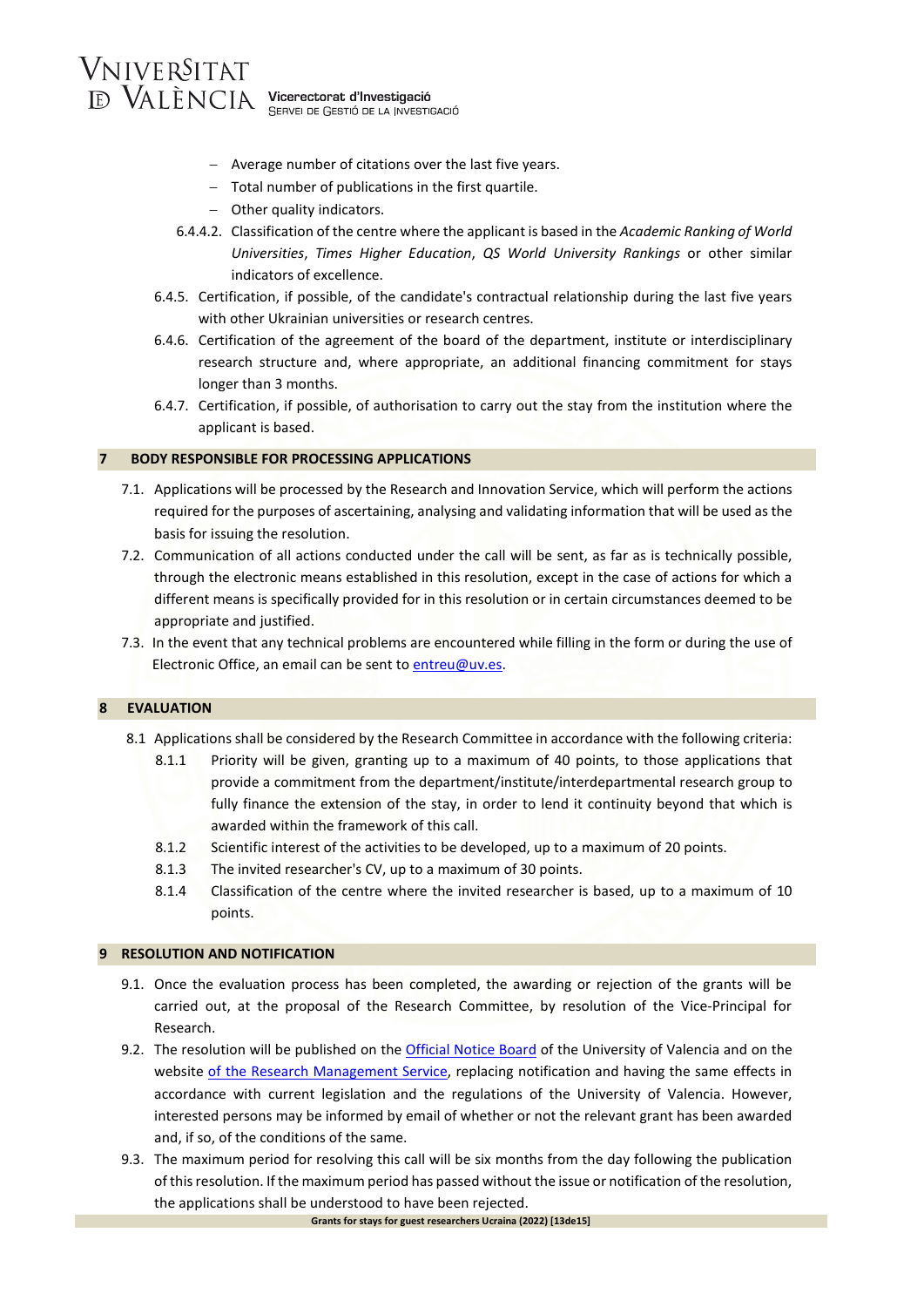- Average number of citations over the last five years.
- Total number of publications in the first quartile.
- Other quality indicators.

6.4.4.2. Classification of the centre where the applicant is based in the *Academic Ranking of World Universities*, *Times Higher Education*, *QS World University Rankings* or other similar indicators of excellence.

6.4.5. Certification, if possible, of the candidate's contractual relationship during the last five years with other Ukrainian universities or research centres.

6.4.6. Certification of the agreement of the board of the department, institute or interdisciplinary research structure and, where appropriate, an additional financing commitment for stays longer than 3 months.

6.4.7. Certification, if possible, of authorisation to carry out the stay from the institution where the applicant is based.

## 7 BODY RESPONSIBLE FOR PROCESSING APPLICATIONS

7.1. Applications will be processed by the Research and Innovation Service, which will perform the actions required for the purposes of ascertaining, analysing and validating information that will be used as the basis for issuing the resolution.

7.2. Communication of all actions conducted under the call will be sent, as far as is technically possible, through the electronic means established in this resolution, except in the case of actions for which a different means is specifically provided for in this resolution or in certain circumstances deemed to be appropriate and justified.

7.3. In the event that any technical problems are encountered while filling in the form or during the use of Electronic Office, an email can be sent to entreu@uv.es.

## 8 EVALUATION

8.1 Applications shall be considered by the Research Committee in accordance with the following criteria:

8.1.1 Priority will be given, granting up to a maximum of 40 points, to those applications that provide a commitment from the department/institute/interdepartmental research group to fully finance the extension of the stay, in order to lend it continuity beyond that which is awarded within the framework of this call.

8.1.2 Scientific interest of the activities to be developed, up to a maximum of 20 points.

8.1.3 The invited researcher's CV, up to a maximum of 30 points.

8.1.4 Classification of the centre where the invited researcher is based, up to a maximum of 10 points.

## 9 RESOLUTION AND NOTIFICATION

9.1. Once the evaluation process has been completed, the awarding or rejection of the grants will be carried out, at the proposal of the Research Committee, by resolution of the Vice-Principal for Research.

9.2. The resolution will be published on the Official Notice Board of the University of Valencia and on the website of the Research Management Service, replacing notification and having the same effects in accordance with current legislation and the regulations of the University of Valencia. However, interested persons may be informed by email of whether or not the relevant grant has been awarded and, if so, of the conditions of the same.

9.3. The maximum period for resolving this call will be six months from the day following the publication of this resolution. If the maximum period has passed without the issue or notification of the resolution, the applications shall be understood to have been rejected.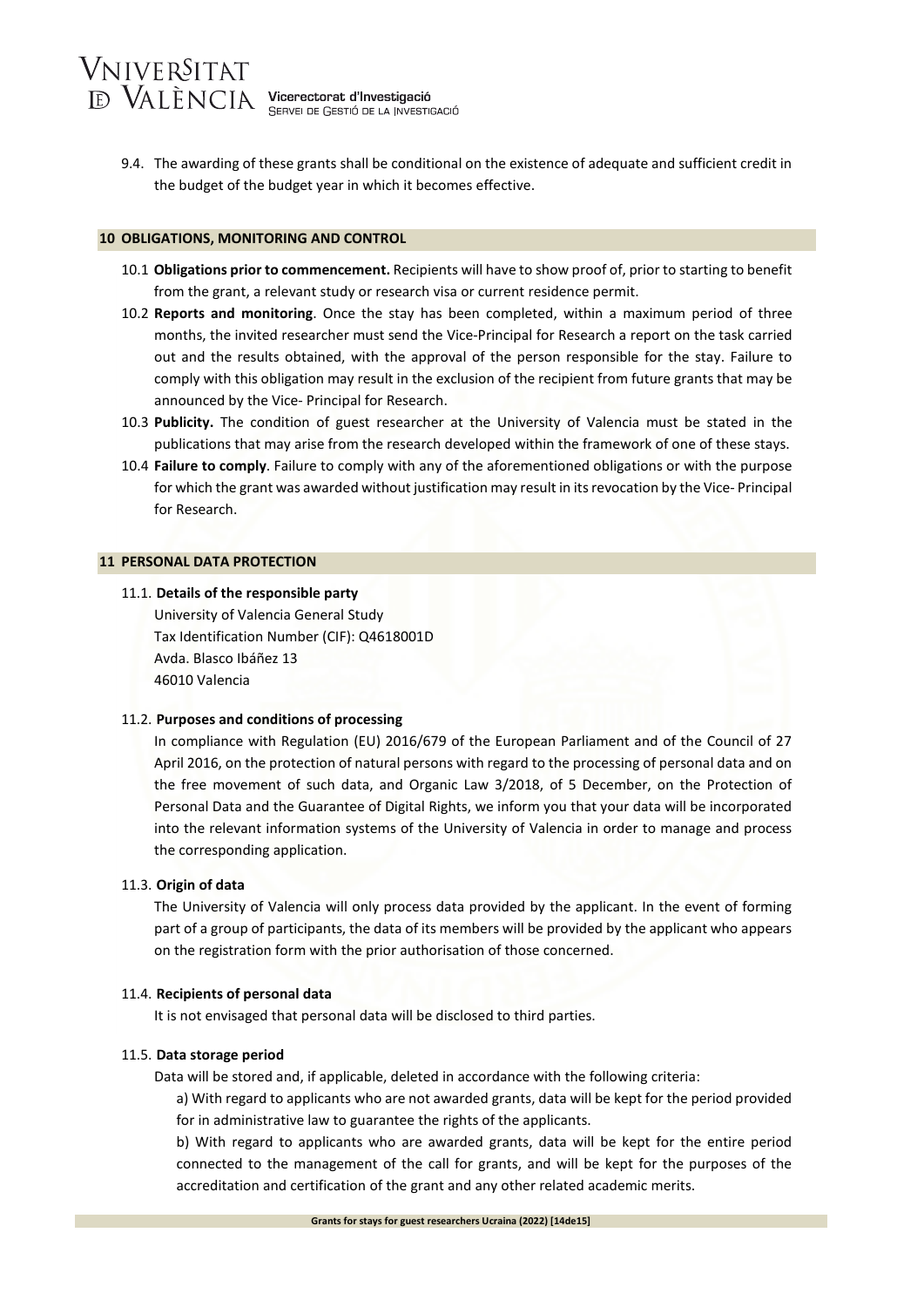9.4. The awarding of these grants shall be conditional on the existence of adequate and sufficient credit in the budget of the budget year in which it becomes effective.

## 10 OBLIGATIONS, MONITORING AND CONTROL

10.1 **Obligations prior to commencement.** Recipients will have to show proof of, prior to starting to benefit from the grant, a relevant study or research visa or current residence permit.

10.2 **Reports and monitoring**. Once the stay has been completed, within a maximum period of three months, the invited researcher must send the Vice-Principal for Research a report on the task carried out and the results obtained, with the approval of the person responsible for the stay. Failure to comply with this obligation may result in the exclusion of the recipient from future grants that may be announced by the Vice- Principal for Research.

10.3 **Publicity.** The condition of guest researcher at the University of Valencia must be stated in the publications that may arise from the research developed within the framework of one of these stays.

10.4 **Failure to comply**. Failure to comply with any of the aforementioned obligations or with the purpose for which the grant was awarded without justification may result in its revocation by the Vice- Principal for Research.

## 11 PERSONAL DATA PROTECTION

11.1. **Details of the responsible party**

University of Valencia General Study
Tax Identification Number (CIF): Q4618001D
Avda. Blasco Ibáñez 13
46010 Valencia

11.2. **Purposes and conditions of processing**

In compliance with Regulation (EU) 2016/679 of the European Parliament and of the Council of 27 April 2016, on the protection of natural persons with regard to the processing of personal data and on the free movement of such data, and Organic Law 3/2018, of 5 December, on the Protection of Personal Data and the Guarantee of Digital Rights, we inform you that your data will be incorporated into the relevant information systems of the University of Valencia in order to manage and process the corresponding application.

11.3. **Origin of data**

The University of Valencia will only process data provided by the applicant. In the event of forming part of a group of participants, the data of its members will be provided by the applicant who appears on the registration form with the prior authorisation of those concerned.

11.4. **Recipients of personal data**

It is not envisaged that personal data will be disclosed to third parties.

11.5. **Data storage period**

Data will be stored and, if applicable, deleted in accordance with the following criteria:

a) With regard to applicants who are not awarded grants, data will be kept for the period provided for in administrative law to guarantee the rights of the applicants.

b) With regard to applicants who are awarded grants, data will be kept for the entire period connected to the management of the call for grants, and will be kept for the purposes of the accreditation and certification of the grant and any other related academic merits.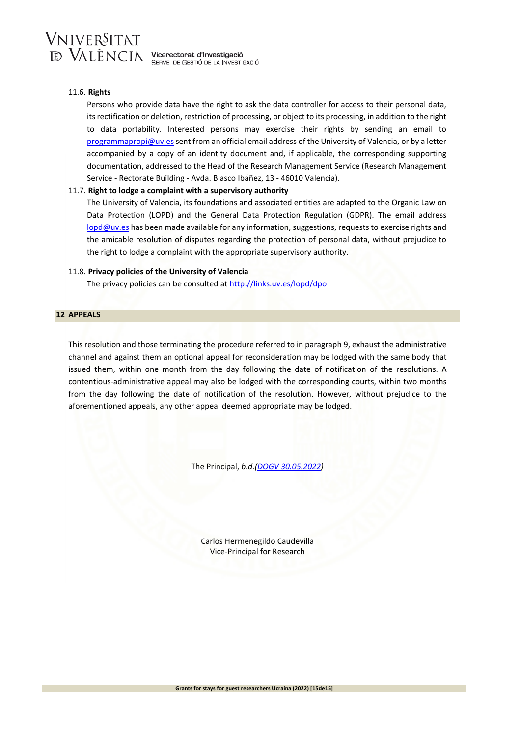### 11.6. **Rights**

Persons who provide data have the right to ask the data controller for access to their personal data, its rectification or deletion, restriction of processing, or object to its processing, in addition to the right to data portability. Interested persons may exercise their rights by sending an email to programmapropi@uv.es sent from an official email address of the University of Valencia, or by a letter accompanied by a copy of an identity document and, if applicable, the corresponding supporting documentation, addressed to the Head of the Research Management Service (Research Management Service - Rectorate Building - Avda. Blasco Ibáñez, 13 - 46010 Valencia).

### 11.7. **Right to lodge a complaint with a supervisory authority**

The University of Valencia, its foundations and associated entities are adapted to the Organic Law on Data Protection (LOPD) and the General Data Protection Regulation (GDPR). The email address lopd@uv.es has been made available for any information, suggestions, requests to exercise rights and the amicable resolution of disputes regarding the protection of personal data, without prejudice to the right to lodge a complaint with the appropriate supervisory authority.

### 11.8. **Privacy policies of the University of Valencia**

The privacy policies can be consulted at http://links.uv.es/lopd/dpo

## 12 APPEALS

This resolution and those terminating the procedure referred to in paragraph 9, exhaust the administrative channel and against them an optional appeal for reconsideration may be lodged with the same body that issued them, within one month from the day following the date of notification of the resolutions. A contentious-administrative appeal may also be lodged with the corresponding courts, within two months from the day following the date of notification of the resolution. However, without prejudice to the aforementioned appeals, any other appeal deemed appropriate may be lodged.

The Principal, *b.d.(DOGV 30.05.2022)*

Carlos Hermenegildo Caudevilla
Vice-Principal for Research